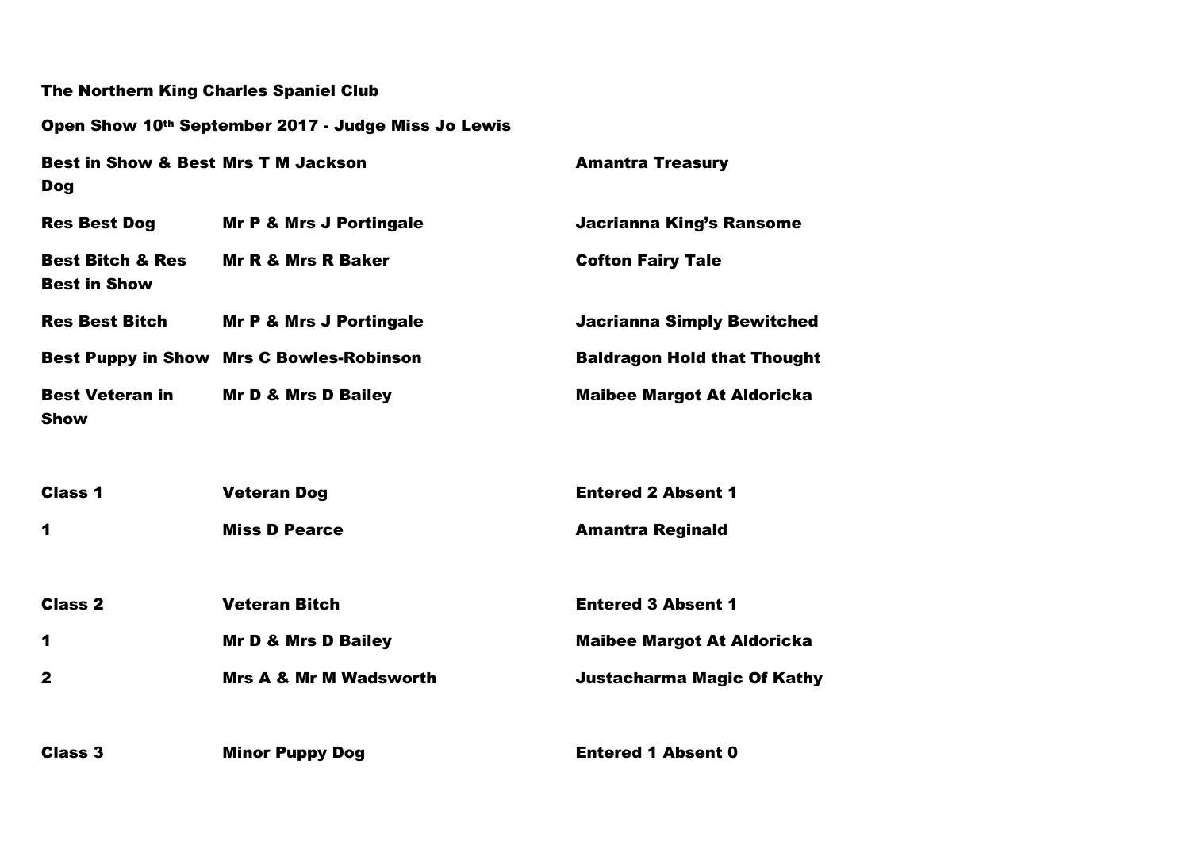**The Northern King Charles Spaniel Club**

**Open Show 10th September 2017 - Judge Miss Jo Lewis**

| | | |
|---|---|---|
| **Best in Show & Best Dog** | **Mrs T M Jackson** | **Amantra Treasury** |
| **Res Best Dog** | **Mr P & Mrs J Portingale** | **Jacrianna King's Ransome** |
| **Best Bitch & Res Best in Show** | **Mr R & Mrs R Baker** | **Cofton Fairy Tale** |
| **Res Best Bitch** | **Mr P & Mrs J Portingale** | **Jacrianna Simply Bewitched** |
| **Best Puppy in Show** | **Mrs C Bowles-Robinson** | **Baldragon Hold that Thought** |
| **Best Veteran in Show** | **Mr D & Mrs D Bailey** | **Maibee Margot At Aldoricka** |

| | | |
|---|---|---|
| **Class 1** | **Veteran Dog** | **Entered 2 Absent 1** |
| **1** | **Miss D Pearce** | **Amantra Reginald** |

| | | |
|---|---|---|
| **Class 2** | **Veteran Bitch** | **Entered 3 Absent 1** |
| **1** | **Mr D & Mrs D Bailey** | **Maibee Margot At Aldoricka** |
| **2** | **Mrs A & Mr M Wadsworth** | **Justacharma Magic Of Kathy** |

| | | |
|---|---|---|
| **Class 3** | **Minor Puppy Dog** | **Entered 1 Absent 0** |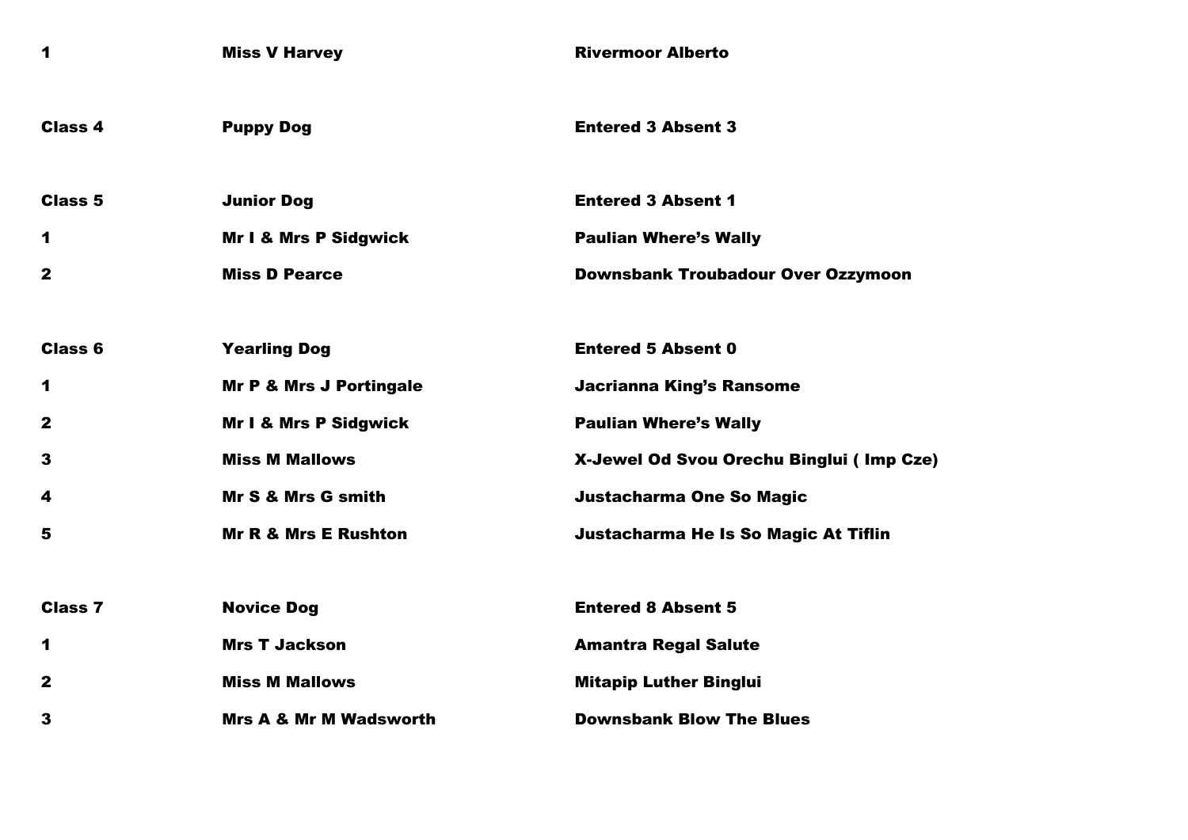| | | |
|---|---|---|
| **1** | **Miss V Harvey** | **Rivermoor Alberto** |
| | | |
| **Class 4** | **Puppy Dog** | **Entered 3 Absent 3** |
| | | |
| **Class 5** | **Junior Dog** | **Entered 3 Absent 1** |
| **1** | **Mr I & Mrs P Sidgwick** | **Paulian Where's Wally** |
| **2** | **Miss D Pearce** | **Downsbank Troubadour Over Ozzymoon** |
| | | |
| **Class 6** | **Yearling Dog** | **Entered 5 Absent 0** |
| **1** | **Mr P & Mrs J Portingale** | **Jacrianna King's Ransome** |
| **2** | **Mr I & Mrs P Sidgwick** | **Paulian Where's Wally** |
| **3** | **Miss M Mallows** | **X-Jewel Od Svou Orechu Binglui ( Imp Cze)** |
| **4** | **Mr S & Mrs G smith** | **Justacharma One So Magic** |
| **5** | **Mr R & Mrs E Rushton** | **Justacharma He Is So Magic At Tiflin** |
| | | |
| **Class 7** | **Novice Dog** | **Entered 8 Absent 5** |
| **1** | **Mrs T Jackson** | **Amantra Regal Salute** |
| **2** | **Miss M Mallows** | **Mitapip Luther Binglui** |
| **3** | **Mrs A & Mr M Wadsworth** | **Downsbank Blow The Blues** |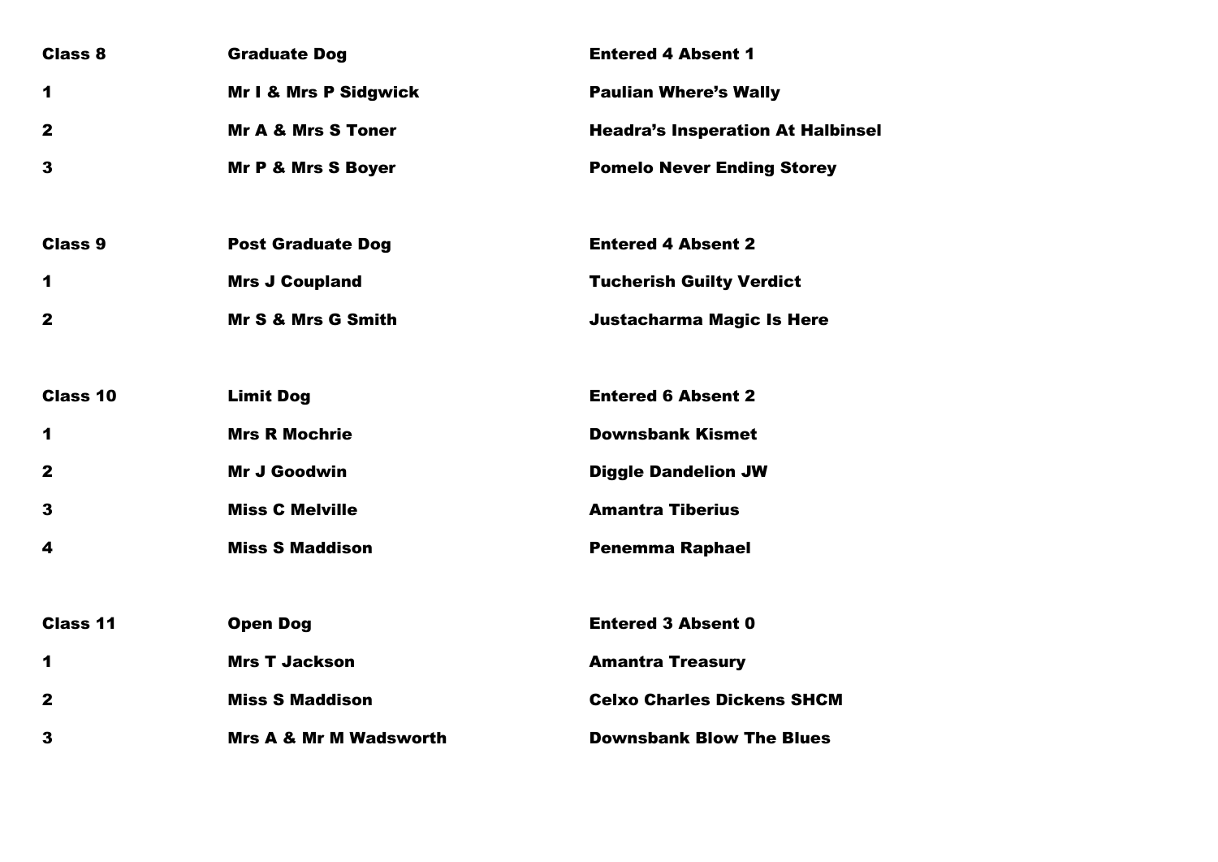| Class 8 | Graduate Dog | Entered 4 Absent 1 |
| --- | --- | --- |
| 1 | Mr I & Mrs P Sidgwick | Paulian Where's Wally |
| 2 | Mr A & Mrs S Toner | Headra's Insperation At Halbinsel |
| 3 | Mr P & Mrs S Boyer | Pomelo Never Ending Storey |

| Class 9 | Post Graduate Dog | Entered 4 Absent 2 |
| --- | --- | --- |
| 1 | Mrs J Coupland | Tucherish Guilty Verdict |
| 2 | Mr S & Mrs G Smith | Justacharma Magic Is Here |

| Class 10 | Limit Dog | Entered 6 Absent 2 |
| --- | --- | --- |
| 1 | Mrs R Mochrie | Downsbank Kismet |
| 2 | Mr J Goodwin | Diggle Dandelion JW |
| 3 | Miss C Melville | Amantra Tiberius |
| 4 | Miss S Maddison | Penemma Raphael |

| Class 11 | Open Dog | Entered 3 Absent 0 |
| --- | --- | --- |
| 1 | Mrs T Jackson | Amantra Treasury |
| 2 | Miss S Maddison | Celxo Charles Dickens SHCM |
| 3 | Mrs A & Mr M Wadsworth | Downsbank Blow The Blues |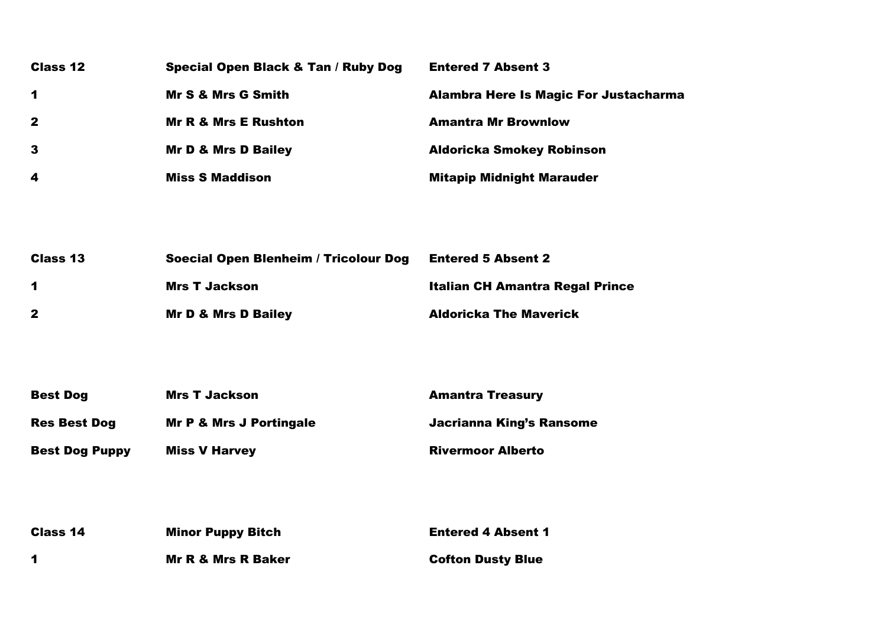| **Class 12** | **Special Open Black & Tan / Ruby Dog** | **Entered 7 Absent 3** |
|---|---|---|
| **1** | **Mr S & Mrs G Smith** | **Alambra Here Is Magic For Justacharma** |
| **2** | **Mr R & Mrs E Rushton** | **Amantra Mr Brownlow** |
| **3** | **Mr D & Mrs D Bailey** | **Aldoricka Smokey Robinson** |
| **4** | **Miss S Maddison** | **Mitapip Midnight Marauder** |

| **Class 13** | **Soecial Open Blenheim / Tricolour Dog** | **Entered 5 Absent 2** |
|---|---|---|
| **1** | **Mrs T Jackson** | **Italian CH Amantra Regal Prince** |
| **2** | **Mr D & Mrs D Bailey** | **Aldoricka The Maverick** |

| **Best Dog** | **Mrs T Jackson** | **Amantra Treasury** |
|---|---|---|
| **Res Best Dog** | **Mr P & Mrs J Portingale** | **Jacrianna King's Ransome** |
| **Best Dog Puppy** | **Miss V Harvey** | **Rivermoor Alberto** |

| **Class 14** | **Minor Puppy Bitch** | **Entered 4 Absent 1** |
|---|---|---|
| **1** | **Mr R & Mrs R Baker** | **Cofton Dusty Blue** |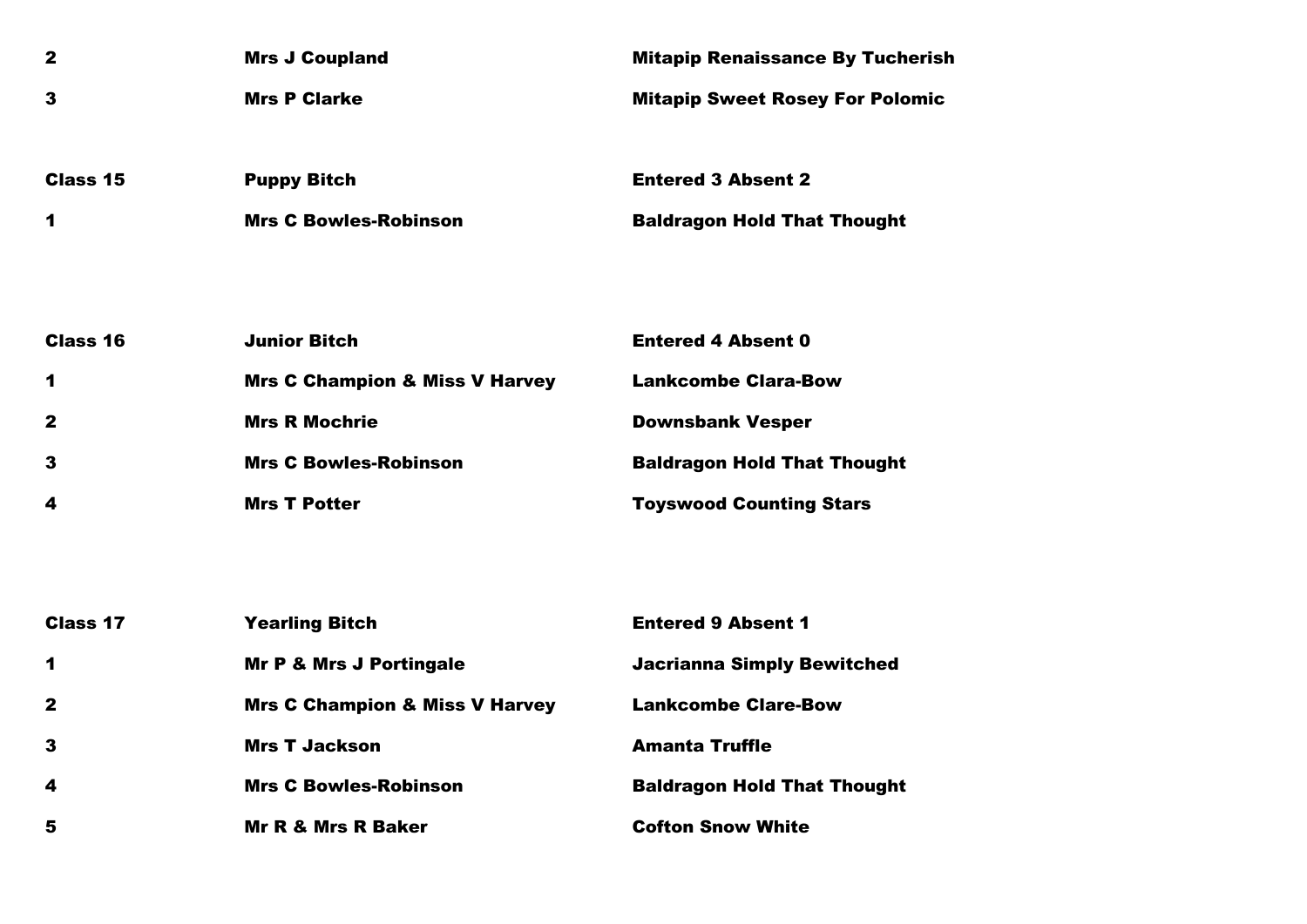| | | |
|---|---|---|
| **2** | **Mrs J Coupland** | **Mitapip Renaissance By Tucherish** |
| **3** | **Mrs P Clarke** | **Mitapip Sweet Rosey For Polomic** |

| | | |
|---|---|---|
| **Class 15** | **Puppy Bitch** | **Entered 3 Absent 2** |
| **1** | **Mrs C Bowles-Robinson** | **Baldragon Hold That Thought** |

| | | |
|---|---|---|
| **Class 16** | **Junior Bitch** | **Entered 4 Absent 0** |
| **1** | **Mrs C Champion & Miss V Harvey** | **Lankcombe Clara-Bow** |
| **2** | **Mrs R Mochrie** | **Downsbank Vesper** |
| **3** | **Mrs C Bowles-Robinson** | **Baldragon Hold That Thought** |
| **4** | **Mrs T Potter** | **Toyswood Counting Stars** |

| | | |
|---|---|---|
| **Class 17** | **Yearling Bitch** | **Entered 9 Absent 1** |
| **1** | **Mr P & Mrs J Portingale** | **Jacrianna Simply Bewitched** |
| **2** | **Mrs C Champion & Miss V Harvey** | **Lankcombe Clare-Bow** |
| **3** | **Mrs T Jackson** | **Amanta Truffle** |
| **4** | **Mrs C Bowles-Robinson** | **Baldragon Hold That Thought** |
| **5** | **Mr R & Mrs R Baker** | **Cofton Snow White** |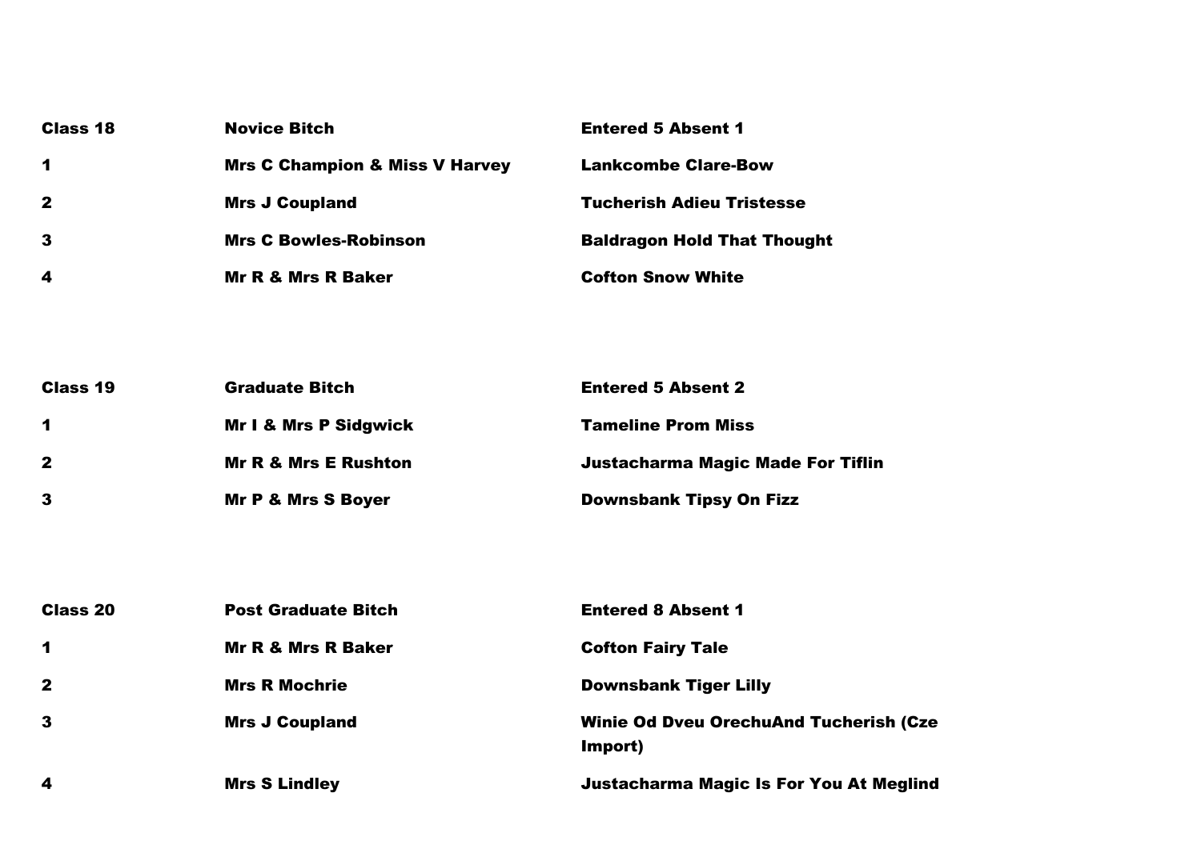| Class 18 | Novice Bitch | Entered 5 Absent 1 |
| --- | --- | --- |
| 1 | Mrs C Champion & Miss V Harvey | Lankcombe Clare-Bow |
| 2 | Mrs J Coupland | Tucherish Adieu Tristesse |
| 3 | Mrs C Bowles-Robinson | Baldragon Hold That Thought |
| 4 | Mr R & Mrs R Baker | Cofton Snow White |

| Class 19 | Graduate Bitch | Entered 5 Absent 2 |
| --- | --- | --- |
| 1 | Mr I & Mrs P Sidgwick | Tameline Prom Miss |
| 2 | Mr R & Mrs E Rushton | Justacharma Magic Made For Tiflin |
| 3 | Mr P & Mrs S Boyer | Downsbank Tipsy On Fizz |

| Class 20 | Post Graduate Bitch | Entered 8 Absent 1 |
| --- | --- | --- |
| 1 | Mr R & Mrs R Baker | Cofton Fairy Tale |
| 2 | Mrs R Mochrie | Downsbank Tiger Lilly |
| 3 | Mrs J Coupland | Winie Od Dveu OrechuAnd Tucherish (Cze Import) |
| 4 | Mrs S Lindley | Justacharma Magic Is For You At Meglind |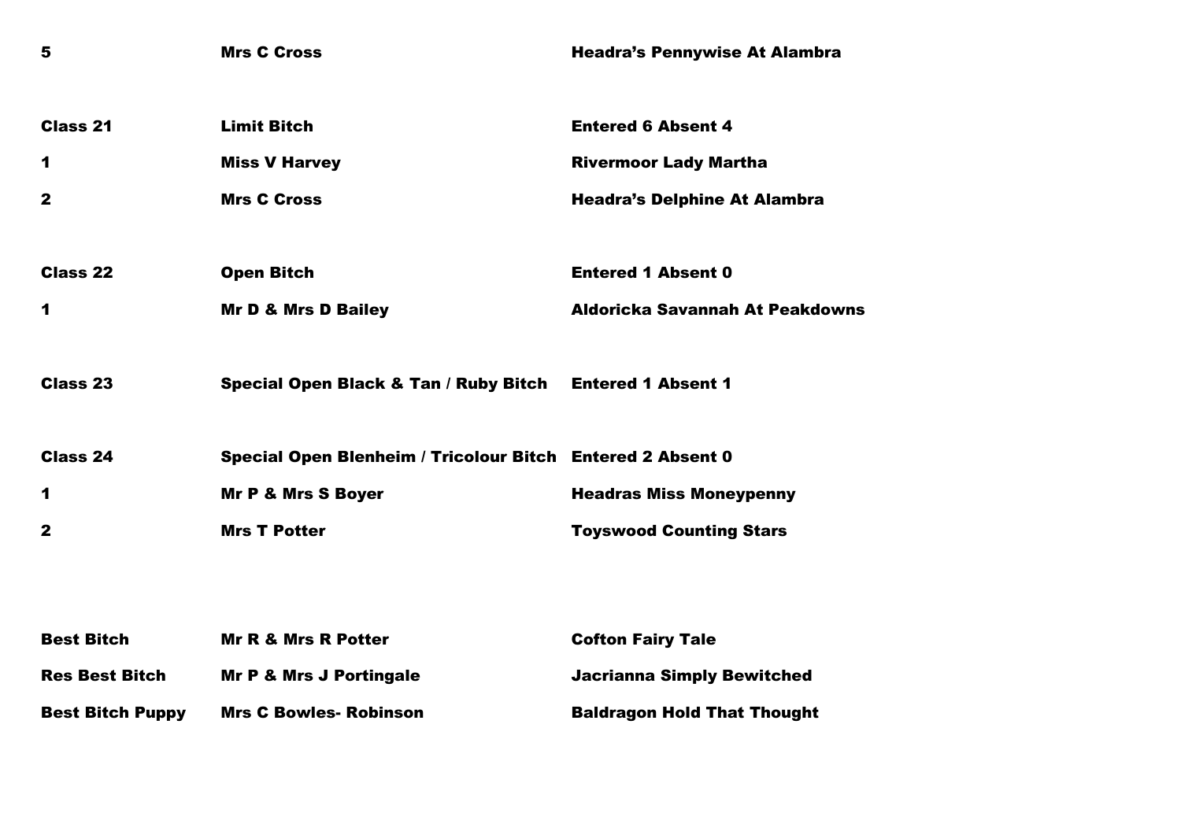| | | |
|---|---|---|
| **5** | **Mrs C Cross** | **Headra's Pennywise At Alambra** |
| | | |
| **Class 21** | **Limit Bitch** | **Entered 6 Absent 4** |
| **1** | **Miss V Harvey** | **Rivermoor Lady Martha** |
| **2** | **Mrs C Cross** | **Headra's Delphine At Alambra** |
| | | |
| **Class 22** | **Open Bitch** | **Entered 1 Absent 0** |
| **1** | **Mr D & Mrs D Bailey** | **Aldoricka Savannah At Peakdowns** |
| | | |
| **Class 23** | **Special Open Black & Tan / Ruby Bitch** | **Entered 1 Absent 1** |
| | | |
| **Class 24** | **Special Open Blenheim / Tricolour Bitch** | **Entered 2 Absent 0** |
| **1** | **Mr P & Mrs S Boyer** | **Headras Miss Moneypenny** |
| **2** | **Mrs T Potter** | **Toyswood Counting Stars** |
| | | |
| **Best Bitch** | **Mr R & Mrs R Potter** | **Cofton Fairy Tale** |
| **Res Best Bitch** | **Mr P & Mrs J Portingale** | **Jacrianna Simply Bewitched** |
| **Best Bitch Puppy** | **Mrs C Bowles- Robinson** | **Baldragon Hold That Thought** |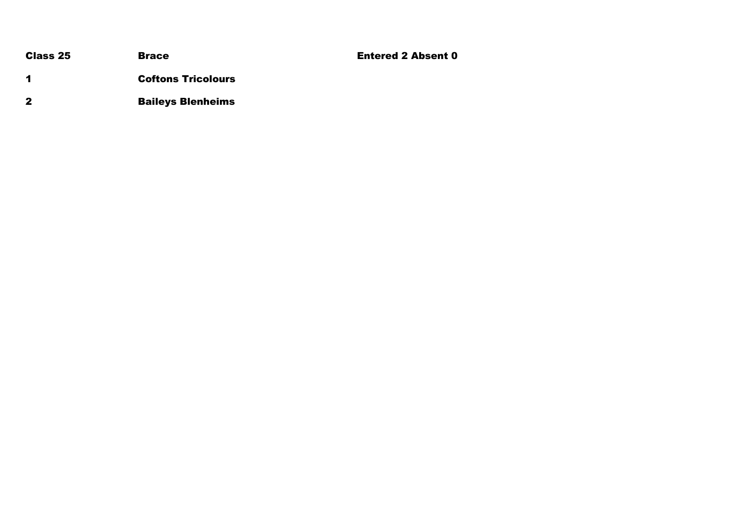| | | |
|---|---|---|
| **Class 25** | **Brace** | **Entered 2 Absent 0** |
| **1** | **Coftons Tricolours** | |
| **2** | **Baileys Blenheims** | |